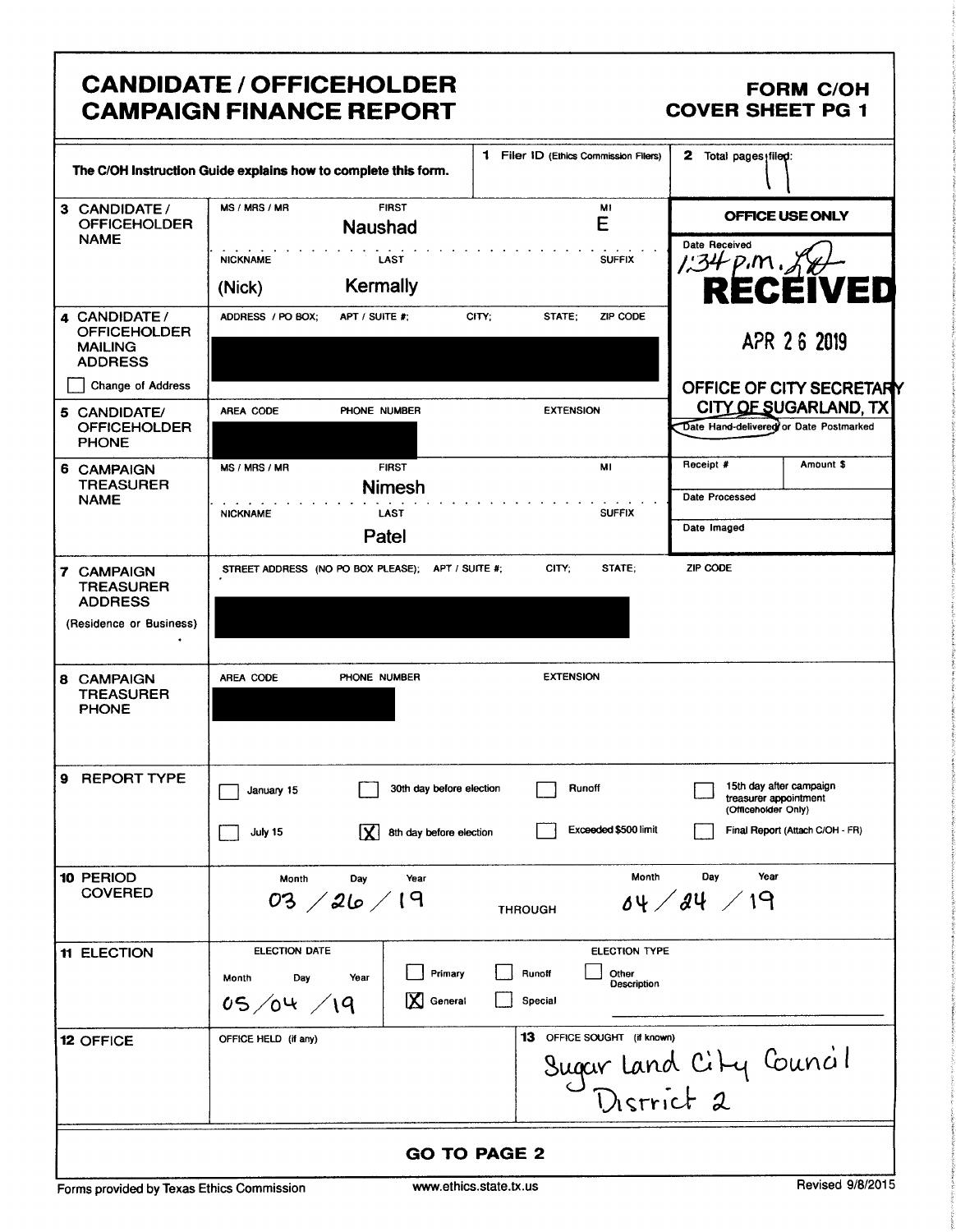# CANDIDATE / OFFICEHOLDER CAMPAIGN FINANCE REPORT

**FORM C/OH**
**COVER SHEET PG 1**

| | | | |
|---|---|---|---|
| The C/OH Instruction Guide explains how to complete this form. | | **1** Filer ID (Ethics Commission Filers) | **2** Total pages filed: 11 |
| **3 CANDIDATE / OFFICEHOLDER NAME** | MS / MRS / MR: <br> FIRST: Naushad <br> MI: E <br> NICKNAME: (Nick) <br> LAST: Kermally <br> SUFFIX: | | **OFFICE USE ONLY** <br> Date Received: 1:34 p.m. <br> RECEIVED <br> APR 26 2019 <br> OFFICE OF CITY SECRETARY <br> CITY OF SUGARLAND, TX <br> Date Hand-delivered or Date Postmarked |
| **4 CANDIDATE / OFFICEHOLDER MAILING ADDRESS** <br> ☐ Change of Address | ADDRESS / PO BOX; APT / SUITE #; CITY; STATE; ZIP CODE <br> [REDACTED] | | |
| **5 CANDIDATE/ OFFICEHOLDER PHONE** | AREA CODE / PHONE NUMBER / EXTENSION <br> [REDACTED] | | |
| **6 CAMPAIGN TREASURER NAME** | MS / MRS / MR: <br> FIRST: Nimesh <br> MI: <br> NICKNAME: <br> LAST: Patel <br> SUFFIX: | | Receipt # / Amount $ <br> Date Processed <br> Date Imaged |
| **7 CAMPAIGN TREASURER ADDRESS** (Residence or Business) | STREET ADDRESS (NO PO BOX PLEASE); APT / SUITE #; CITY; STATE; ZIP CODE <br> [REDACTED] | | |
| **8 CAMPAIGN TREASURER PHONE** | AREA CODE / PHONE NUMBER / EXTENSION <br> [REDACTED] | | |

**9 REPORT TYPE**

- ☐ January 15
- ☐ July 15
- ☐ 30th day before election
- ☒ 8th day before election
- ☐ Runoff
- ☐ Exceeded $500 limit
- ☐ 15th day after campaign treasurer appointment (Officeholder Only)
- ☐ Final Report (Attach C/OH - FR)

**10 PERIOD COVERED**

Month / Day / Year: 03 / 26 / 19 THROUGH Month / Day / Year: 04 / 24 / 19

**11 ELECTION**

ELECTION DATE (Month / Day / Year): 05 / 04 / 19

ELECTION TYPE:
- ☐ Primary
- ☒ General
- ☐ Runoff
- ☐ Special
- ☐ Other Description

**12 OFFICE**

OFFICE HELD (if any):

**13** OFFICE SOUGHT (if known): Sugar Land City Council District 2

**GO TO PAGE 2**

Forms provided by Texas Ethics Commission — www.ethics.state.tx.us — Revised 9/8/2015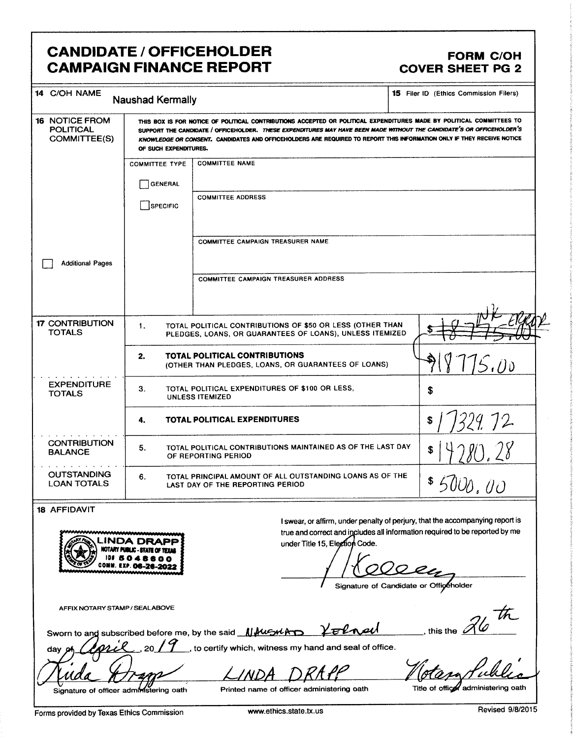# CANDIDATE / OFFICEHOLDER CAMPAIGN FINANCE REPORT

**FORM C/OH COVER SHEET PG 2**

| | | |
|---|---|---|
| **14** C/OH NAME | Naushad Kermally | **15** Filer ID (Ethics Commission Filers) |

**16** NOTICE FROM POLITICAL COMMITTEE(S)

THIS BOX IS FOR NOTICE OF POLITICAL CONTRIBUTIONS ACCEPTED OR POLITICAL EXPENDITURES MADE BY POLITICAL COMMITTEES TO SUPPORT THE CANDIDATE / OFFICEHOLDER. *THESE EXPENDITURES MAY HAVE BEEN MADE WITHOUT THE CANDIDATE'S OR OFFICEHOLDER'S KNOWLEDGE OR CONSENT.* CANDIDATES AND OFFICEHOLDERS ARE REQUIRED TO REPORT THIS INFORMATION ONLY IF THEY RECEIVE NOTICE OF SUCH EXPENDITURES.

| COMMITTEE TYPE | |
|---|---|
| ☐ GENERAL | COMMITTEE NAME |
| ☐ SPECIFIC | COMMITTEE ADDRESS |
| | COMMITTEE CAMPAIGN TREASURER NAME |
| | COMMITTEE CAMPAIGN TREASURER ADDRESS |

☐ Additional Pages

| | | | |
|---|---|---|---|
| **17** CONTRIBUTION TOTALS | 1. | TOTAL POLITICAL CONTRIBUTIONS OF $50 OR LESS (OTHER THAN PLEDGES, LOANS, OR GUARANTEES OF LOANS), UNLESS ITEMIZED | ~~$ 18775.00~~ NK ERROR |
| | 2. | **TOTAL POLITICAL CONTRIBUTIONS** (OTHER THAN PLEDGES, LOANS, OR GUARANTEES OF LOANS) | $18775.00 |
| EXPENDITURE TOTALS | 3. | TOTAL POLITICAL EXPENDITURES OF $100 OR LESS, UNLESS ITEMIZED | $ |
| | 4. | **TOTAL POLITICAL EXPENDITURES** | $ 17329.72 |
| CONTRIBUTION BALANCE | 5. | TOTAL POLITICAL CONTRIBUTIONS MAINTAINED AS OF THE LAST DAY OF REPORTING PERIOD | $ 14280.28 |
| OUTSTANDING LOAN TOTALS | 6. | TOTAL PRINCIPAL AMOUNT OF ALL OUTSTANDING LOANS AS OF THE LAST DAY OF THE REPORTING PERIOD | $ 5000.00 |

**18** AFFIDAVIT

LINDA DRAPP
NOTARY PUBLIC - STATE OF TEXAS
ID# 5048600
COMM. EXP. 06-26-2022

I swear, or affirm, under penalty of perjury, that the accompanying report is true and correct and includes all information required to be reported by me under Title 15, Election Code.

[Signature]
Signature of Candidate or Officeholder

AFFIX NOTARY STAMP / SEAL ABOVE

Sworn to and subscribed before me, by the said NAUSHAD Kermall, this the 26th day of April, 2019, to certify which, witness my hand and seal of office.

| [Signature] | LINDA DRAPP | Notary Public |
|---|---|---|
| Signature of officer administering oath | Printed name of officer administering oath | Title of officer administering oath |

Forms provided by Texas Ethics Commission www.ethics.state.tx.us Revised 9/8/2015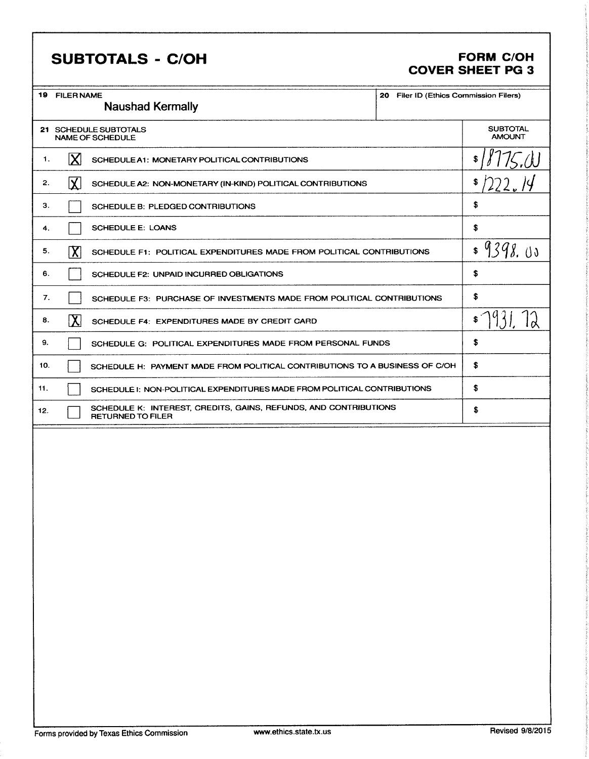# SUBTOTALS - C/OH

**FORM C/OH**
**COVER SHEET PG 3**

| 19 FILER NAME | 20 Filer ID (Ethics Commission Filers) |
|---|---|
| Naushad Kermally | |

| 21 SCHEDULE SUBTOTALS NAME OF SCHEDULE | | | SUBTOTAL AMOUNT |
|---|---|---|---|
| 1. | [X] | SCHEDULE A1: MONETARY POLITICAL CONTRIBUTIONS | $ 18775.00 |
| 2. | [X] | SCHEDULE A2: NON-MONETARY (IN-KIND) POLITICAL CONTRIBUTIONS | $ 1222.14 |
| 3. | [ ] | SCHEDULE B: PLEDGED CONTRIBUTIONS | $ |
| 4. | [ ] | SCHEDULE E: LOANS | $ |
| 5. | [X] | SCHEDULE F1: POLITICAL EXPENDITURES MADE FROM POLITICAL CONTRIBUTIONS | $ 9398.00 |
| 6. | [ ] | SCHEDULE F2: UNPAID INCURRED OBLIGATIONS | $ |
| 7. | [ ] | SCHEDULE F3: PURCHASE OF INVESTMENTS MADE FROM POLITICAL CONTRIBUTIONS | $ |
| 8. | [X] | SCHEDULE F4: EXPENDITURES MADE BY CREDIT CARD | $ 7931.72 |
| 9. | [ ] | SCHEDULE G: POLITICAL EXPENDITURES MADE FROM PERSONAL FUNDS | $ |
| 10. | [ ] | SCHEDULE H: PAYMENT MADE FROM POLITICAL CONTRIBUTIONS TO A BUSINESS OF C/OH | $ |
| 11. | [ ] | SCHEDULE I: NON-POLITICAL EXPENDITURES MADE FROM POLITICAL CONTRIBUTIONS | $ |
| 12. | [ ] | SCHEDULE K: INTEREST, CREDITS, GAINS, REFUNDS, AND CONTRIBUTIONS RETURNED TO FILER | $ |

Forms provided by Texas Ethics Commission    www.ethics.state.tx.us    Revised 9/8/2015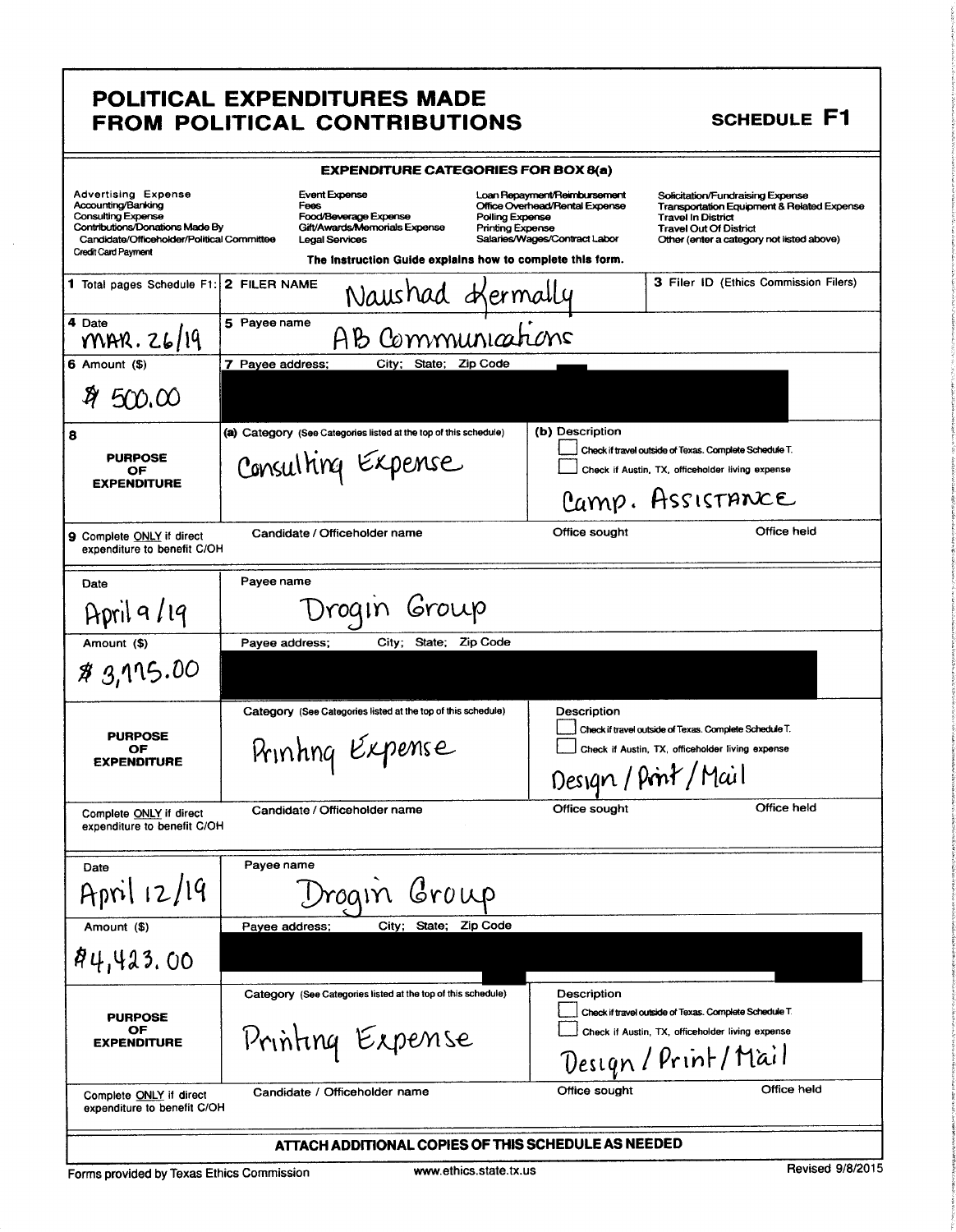# POLITICAL EXPENDITURES MADE FROM POLITICAL CONTRIBUTIONS

**SCHEDULE F1**

**EXPENDITURE CATEGORIES FOR BOX 8(a)**

| | | | |
|---|---|---|---|
| Advertising Expense | Event Expense | Loan Repayment/Reimbursement | Solicitation/Fundraising Expense |
| Accounting/Banking | Fees | Office Overhead/Rental Expense | Transportation Equipment & Related Expense |
| Consulting Expense | Food/Beverage Expense | Polling Expense | Travel In District |
| Contributions/Donations Made By Candidate/Officeholder/Political Committee | Gift/Awards/Memorials Expense | Printing Expense | Travel Out Of District |
| Credit Card Payment | Legal Services | Salaries/Wages/Contract Labor | Other (enter a category not listed above) |

**The Instruction Guide explains how to complete this form.**

**1** Total pages Schedule F1:

**2** FILER NAME: Naushad Kermally

**3** Filer ID (Ethics Commission Filers):

---

**4** Date: MAR. 26/19

**5** Payee name: AB Communications

**6** Amount ($): $ 500.00

**7** Payee address; City; State; Zip Code: [REDACTED]

**8** PURPOSE OF EXPENDITURE

- **(a)** Category (See Categories listed at the top of this schedule): Consulting Expense
- **(b)** Description: Camp. ASSISTANCE
  - ☐ Check if travel outside of Texas. Complete Schedule T.
  - ☐ Check if Austin, TX, officeholder living expense

**9** Complete ONLY if direct expenditure to benefit C/OH — Candidate / Officeholder name: | Office sought: | Office held:

---

Date: April 9/19

Payee name: Drogin Group

Amount ($): $ 3,115.00

Payee address; City; State; Zip Code: [REDACTED]

PURPOSE OF EXPENDITURE

- Category (See Categories listed at the top of this schedule): Printing Expense
- Description: Design / Print / Mail
  - ☐ Check if travel outside of Texas. Complete Schedule T.
  - ☐ Check if Austin, TX, officeholder living expense

Complete ONLY if direct expenditure to benefit C/OH — Candidate / Officeholder name: | Office sought: | Office held:

---

Date: April 12/19

Payee name: Drogin Group

Amount ($): $4,423.00

Payee address; City; State; Zip Code: [REDACTED]

PURPOSE OF EXPENDITURE

- Category (See Categories listed at the top of this schedule): Printing Expense
- Description: Design / Print / Mail
  - ☐ Check if travel outside of Texas. Complete Schedule T.
  - ☐ Check if Austin, TX, officeholder living expense

Complete ONLY if direct expenditure to benefit C/OH — Candidate / Officeholder name: | Office sought: | Office held:

---

**ATTACH ADDITIONAL COPIES OF THIS SCHEDULE AS NEEDED**

Forms provided by Texas Ethics Commission — www.ethics.state.tx.us — Revised 9/8/2015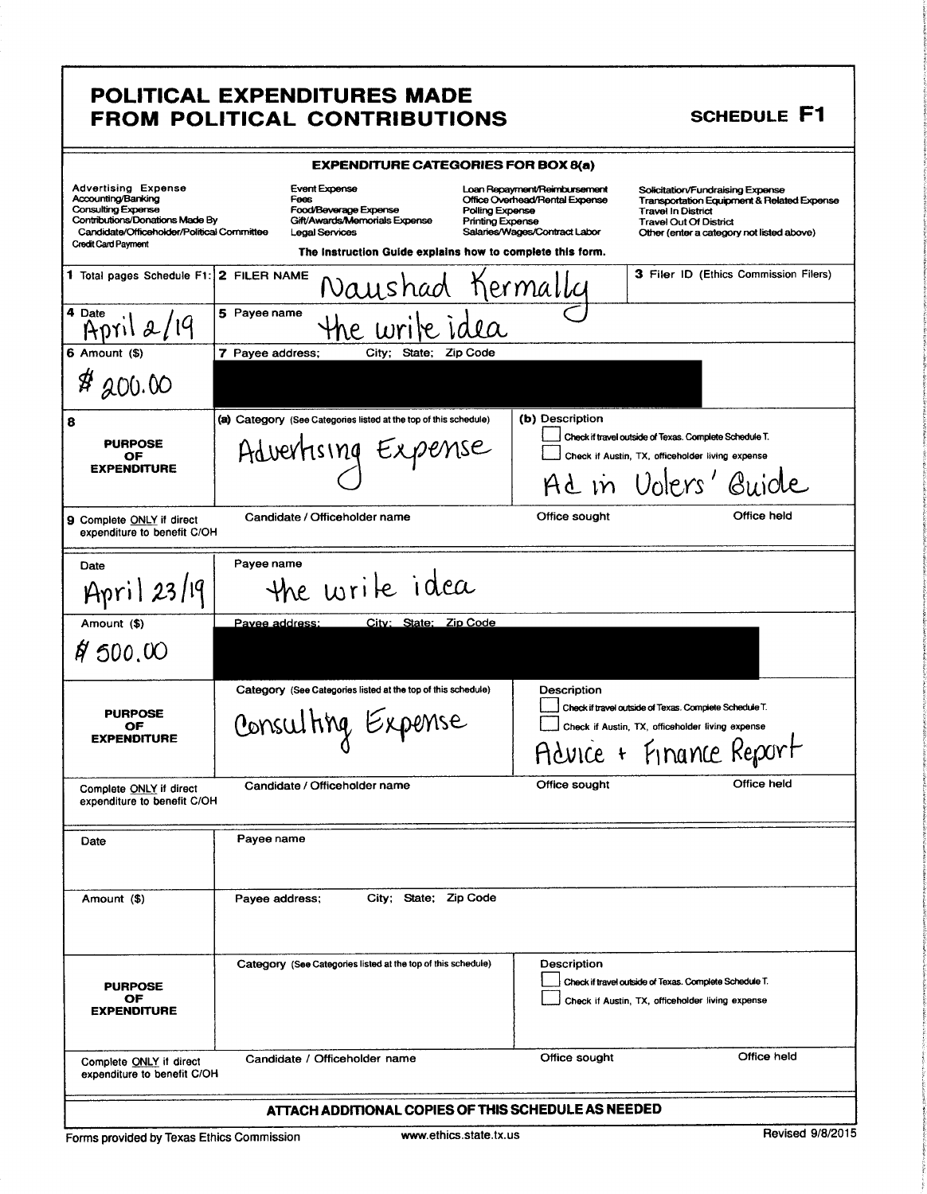# POLITICAL EXPENDITURES MADE FROM POLITICAL CONTRIBUTIONS

**SCHEDULE F1**

**EXPENDITURE CATEGORIES FOR BOX 8(a)**

| | | | |
|---|---|---|---|
| Advertising Expense | Event Expense | Loan Repayment/Reimbursement | Solicitation/Fundraising Expense |
| Accounting/Banking | Fees | Office Overhead/Rental Expense | Transportation Equipment & Related Expense |
| Consulting Expense | Food/Beverage Expense | Polling Expense | Travel In District |
| Contributions/Donations Made By Candidate/Officeholder/Political Committee | Gift/Awards/Memorials Expense | Printing Expense | Travel Out Of District |
| Credit Card Payment | Legal Services | Salaries/Wages/Contract Labor | Other (enter a category not listed above) |

**The Instruction Guide explains how to complete this form.**

| | | |
|---|---|---|
| 1 Total pages Schedule F1: | 2 FILER NAME: Naushad Kermally | 3 Filer ID (Ethics Commission Filers) |

| Field | Entry |
|---|---|
| 4 Date | April 2/19 |
| 5 Payee name | the write idea |
| 6 Amount ($) | $ 200.00 |
| 7 Payee address; City; State; Zip Code | [REDACTED] |
| 8 PURPOSE OF EXPENDITURE — (a) Category (See Categories listed at the top of this schedule) | Advertising Expense |
| (b) Description | ☐ Check if travel outside of Texas. Complete Schedule T. ☐ Check if Austin, TX, officeholder living expense — Ad in Voters' Guide |
| 9 Complete ONLY if direct expenditure to benefit C/OH | Candidate / Officeholder name: — Office sought: — Office held: |

| Field | Entry |
|---|---|
| Date | April 23/19 |
| Payee name | the write idea |
| Amount ($) | $ 500.00 |
| Payee address; City; State; Zip Code | [REDACTED] |
| PURPOSE OF EXPENDITURE — Category (See Categories listed at the top of this schedule) | Consulting Expense |
| Description | ☐ Check if travel outside of Texas. Complete Schedule T. ☐ Check if Austin, TX, officeholder living expense — Advice + Finance Report |
| Complete ONLY if direct expenditure to benefit C/OH | Candidate / Officeholder name: — Office sought: — Office held: |

| Field | Entry |
|---|---|
| Date | |
| Payee name | |
| Amount ($) | |
| Payee address; City; State; Zip Code | |
| PURPOSE OF EXPENDITURE — Category (See Categories listed at the top of this schedule) | |
| Description | ☐ Check if travel outside of Texas. Complete Schedule T. ☐ Check if Austin, TX, officeholder living expense |
| Complete ONLY if direct expenditure to benefit C/OH | Candidate / Officeholder name: — Office sought: — Office held: |

**ATTACH ADDITIONAL COPIES OF THIS SCHEDULE AS NEEDED**

Forms provided by Texas Ethics Commission www.ethics.state.tx.us Revised 9/8/2015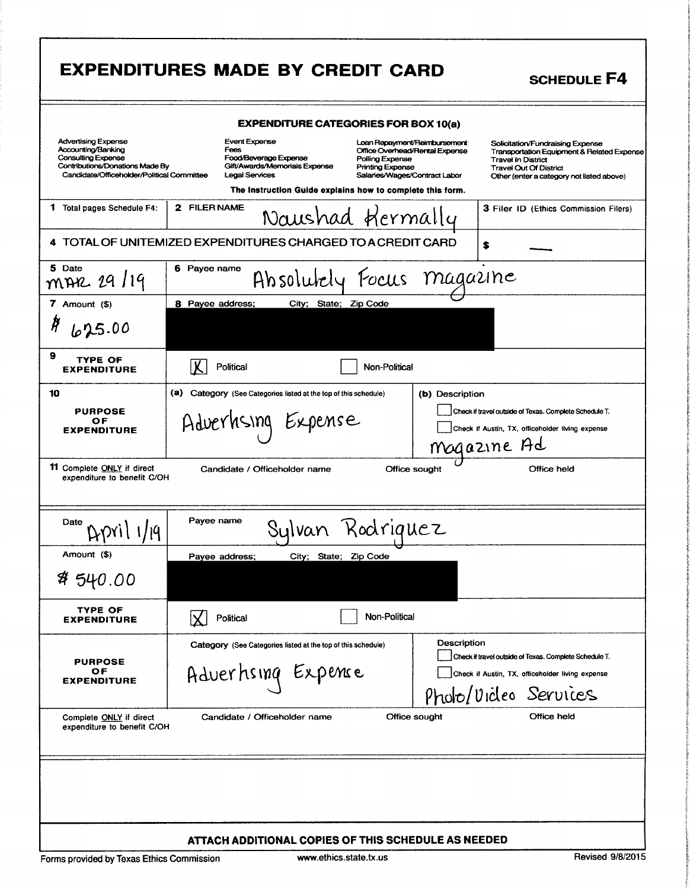# EXPENDITURES MADE BY CREDIT CARD

**SCHEDULE F4**

**EXPENDITURE CATEGORIES FOR BOX 10(a)**

| | | | |
|---|---|---|---|
| Advertising Expense | Event Expense | Loan Repayment/Reimbursement | Solicitation/Fundraising Expense |
| Accounting/Banking | Fees | Office Overhead/Rental Expense | Transportation Equipment & Related Expense |
| Consulting Expense | Food/Beverage Expense | Polling Expense | Travel In District |
| Contributions/Donations Made By Candidate/Officeholder/Political Committee | Gift/Awards/Memorials Expense | Printing Expense | Travel Out Of District |
| | Legal Services | Salaries/Wages/Contract Labor | Other (enter a category not listed above) |

**The Instruction Guide explains how to complete this form.**

| | | |
|---|---|---|
| **1** Total pages Schedule F4: | **2** FILER NAME Naushad Hermally | **3** Filer ID (Ethics Commission Filers) |
| **4** TOTAL OF UNITEMIZED EXPENDITURES CHARGED TO A CREDIT CARD | | $ — |

| | | |
|---|---|---|
| **5** Date MAR 29/19 | **6** Payee name Absolutely Focus Magazine | |
| **7** Amount ($) $ 625.00 | **8** Payee address; City; State; Zip Code [REDACTED] | |
| **9** TYPE OF EXPENDITURE | [X] Political | [ ] Non-Political |
| **10** PURPOSE OF EXPENDITURE | **(a)** Category (See Categories listed at the top of this schedule) Adverhsing Expense | **(b)** Description [ ] Check if travel outside of Texas. Complete Schedule T. [ ] Check if Austin, TX, officeholder living expense Magazine Ad |
| **11** Complete ONLY if direct expenditure to benefit C/OH | Candidate / Officeholder name | Office sought / Office held |

| | | |
|---|---|---|
| Date April 1/19 | Payee name Sylvan Rodriguez | |
| Amount ($) $ 540.00 | Payee address; City; State; Zip Code [REDACTED] | |
| TYPE OF EXPENDITURE | [X] Political | [ ] Non-Political |
| PURPOSE OF EXPENDITURE | Category (See Categories listed at the top of this schedule) Adverhsing Expense | Description [ ] Check if travel outside of Texas. Complete Schedule T. [ ] Check if Austin, TX, officeholder living expense Photo/Video Services |
| Complete ONLY if direct expenditure to benefit C/OH | Candidate / Officeholder name | Office sought / Office held |

**ATTACH ADDITIONAL COPIES OF THIS SCHEDULE AS NEEDED**

Forms provided by Texas Ethics Commission www.ethics.state.tx.us Revised 9/8/2015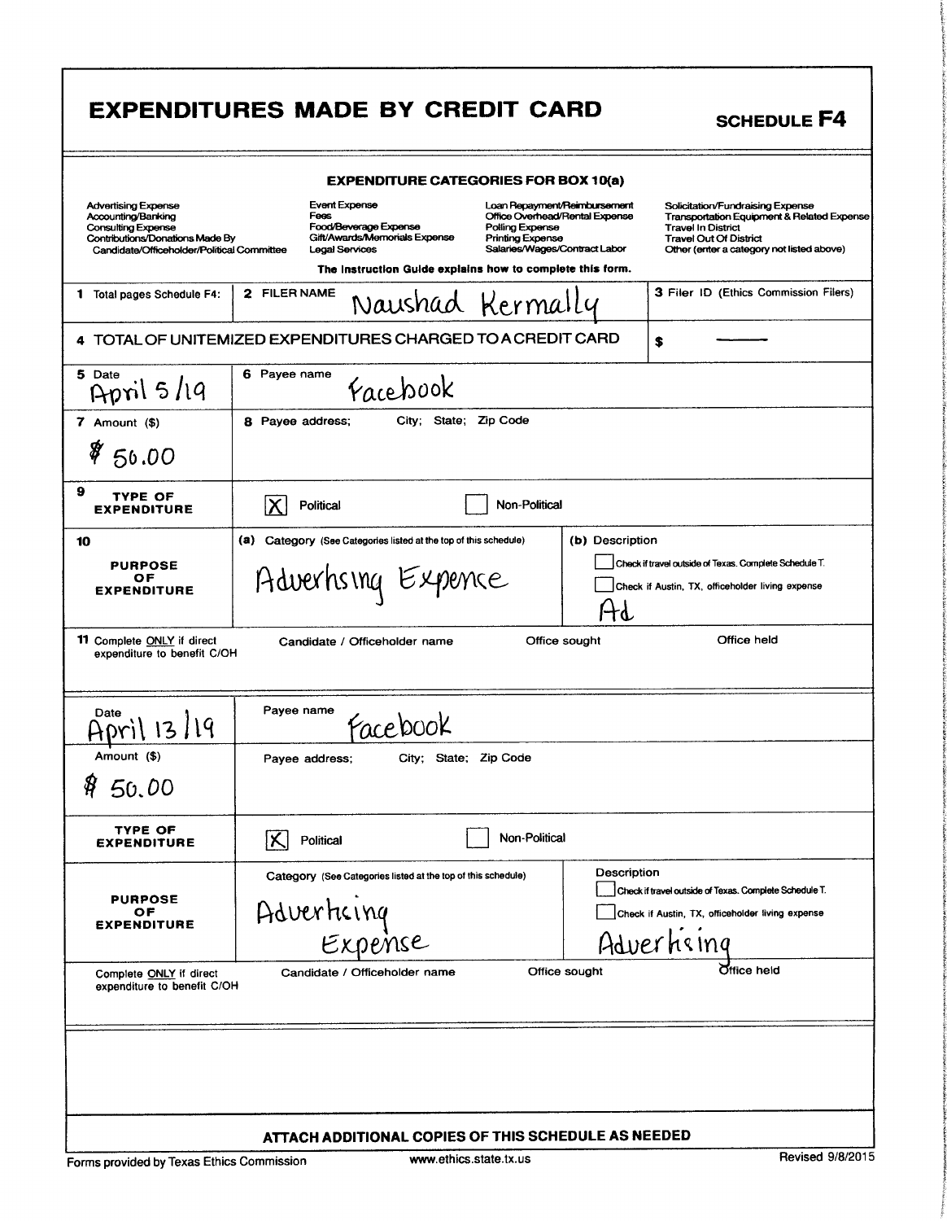# EXPENDITURES MADE BY CREDIT CARD

**SCHEDULE F4**

**EXPENDITURE CATEGORIES FOR BOX 10(a)**

| | | | |
|---|---|---|---|
| Advertising Expense | Event Expense | Loan Repayment/Reimbursement | Solicitation/Fundraising Expense |
| Accounting/Banking | Fees | Office Overhead/Rental Expense | Transportation Equipment & Related Expense |
| Consulting Expense | Food/Beverage Expense | Polling Expense | Travel In District |
| Contributions/Donations Made By Candidate/Officeholder/Political Committee | Gift/Awards/Memorials Expense | Printing Expense | Travel Out Of District |
| | Legal Services | Salaries/Wages/Contract Labor | Other (enter a category not listed above) |

**The Instruction Guide explains how to complete this form.**

| | | |
|---|---|---|
| 1 Total pages Schedule F4: | 2 FILER NAME Naushad Kermally | 3 Filer ID (Ethics Commission Filers) |
| 4 TOTAL OF UNITEMIZED EXPENDITURES CHARGED TO A CREDIT CARD | | $ ——— |

| | | |
|---|---|---|
| 5 Date: April 5/19 | 6 Payee name: Facebook | |
| 7 Amount ($): $ 50.00 | 8 Payee address; City; State; Zip Code | |
| 9 TYPE OF EXPENDITURE | [X] Political | [ ] Non-Political |
| 10 PURPOSE OF EXPENDITURE | (a) Category (See Categories listed at the top of this schedule): Adverhsing Expence | (b) Description: [ ] Check if travel outside of Texas. Complete Schedule T. [ ] Check if Austin, TX, officeholder living expense. Ad |
| 11 Complete ONLY if direct expenditure to benefit C/OH | Candidate / Officeholder name | Office sought / Office held |

| | | |
|---|---|---|
| Date: April 13/19 | Payee name: Facebook | |
| Amount ($): $ 50.00 | Payee address; City; State; Zip Code | |
| TYPE OF EXPENDITURE | [X] Political | [ ] Non-Political |
| PURPOSE OF EXPENDITURE | Category (See Categories listed at the top of this schedule): Adverticing Expense | Description: [ ] Check if travel outside of Texas. Complete Schedule T. [ ] Check if Austin, TX, officeholder living expense. Adverhsing |
| Complete ONLY if direct expenditure to benefit C/OH | Candidate / Officeholder name | Office sought / Office held |

**ATTACH ADDITIONAL COPIES OF THIS SCHEDULE AS NEEDED**

Forms provided by Texas Ethics Commission www.ethics.state.tx.us Revised 9/8/2015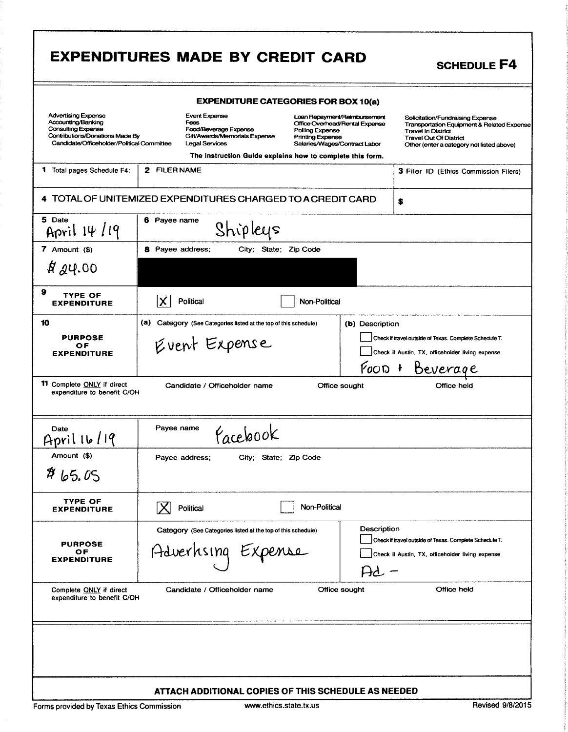# EXPENDITURES MADE BY CREDIT CARD

**SCHEDULE F4**

**EXPENDITURE CATEGORIES FOR BOX 10(a)**

| | | | |
|---|---|---|---|
| Advertising Expense | Event Expense | Loan Repayment/Reimbursement | Solicitation/Fundraising Expense |
| Accounting/Banking | Fees | Office Overhead/Rental Expense | Transportation Equipment & Related Expense |
| Consulting Expense | Food/Beverage Expense | Polling Expense | Travel In District |
| Contributions/Donations Made By Candidate/Officeholder/Political Committee | Gift/Awards/Memorials Expense | Printing Expense | Travel Out Of District |
| | Legal Services | Salaries/Wages/Contract Labor | Other (enter a category not listed above) |

**The Instruction Guide explains how to complete this form.**

| 1 Total pages Schedule F4: | 2 FILER NAME | 3 Filer ID (Ethics Commission Filers) |
|---|---|---|
| | | |

| 4 TOTAL OF UNITEMIZED EXPENDITURES CHARGED TO A CREDIT CARD | $ |
|---|---|

| | | |
|---|---|---|
| 5 Date: April 14/19 | 6 Payee name: Shipleys | |
| 7 Amount ($): $24.00 | 8 Payee address; City; State; Zip Code: [REDACTED] | |
| 9 TYPE OF EXPENDITURE | [X] Political [ ] Non-Political | |
| 10 PURPOSE OF EXPENDITURE | (a) Category (See Categories listed at the top of this schedule): Event Expense | (b) Description: [ ] Check if travel outside of Texas. Complete Schedule T. [ ] Check if Austin, TX, officeholder living expense. Food + Beverage |
| 11 Complete ONLY if direct expenditure to benefit C/OH | Candidate / Officeholder name | Office sought / Office held |

| | | |
|---|---|---|
| Date: April 16/19 | Payee name: Facebook | |
| Amount ($): $65.05 | Payee address; City; State; Zip Code | |
| TYPE OF EXPENDITURE | [X] Political [ ] Non-Political | |
| PURPOSE OF EXPENDITURE | Category (See Categories listed at the top of this schedule): Adverhsing Expense | Description: [ ] Check if travel outside of Texas. Complete Schedule T. [ ] Check if Austin, TX, officeholder living expense. Ad - |
| Complete ONLY if direct expenditure to benefit C/OH | Candidate / Officeholder name | Office sought / Office held |

**ATTACH ADDITIONAL COPIES OF THIS SCHEDULE AS NEEDED**

Forms provided by Texas Ethics Commission www.ethics.state.tx.us Revised 9/8/2015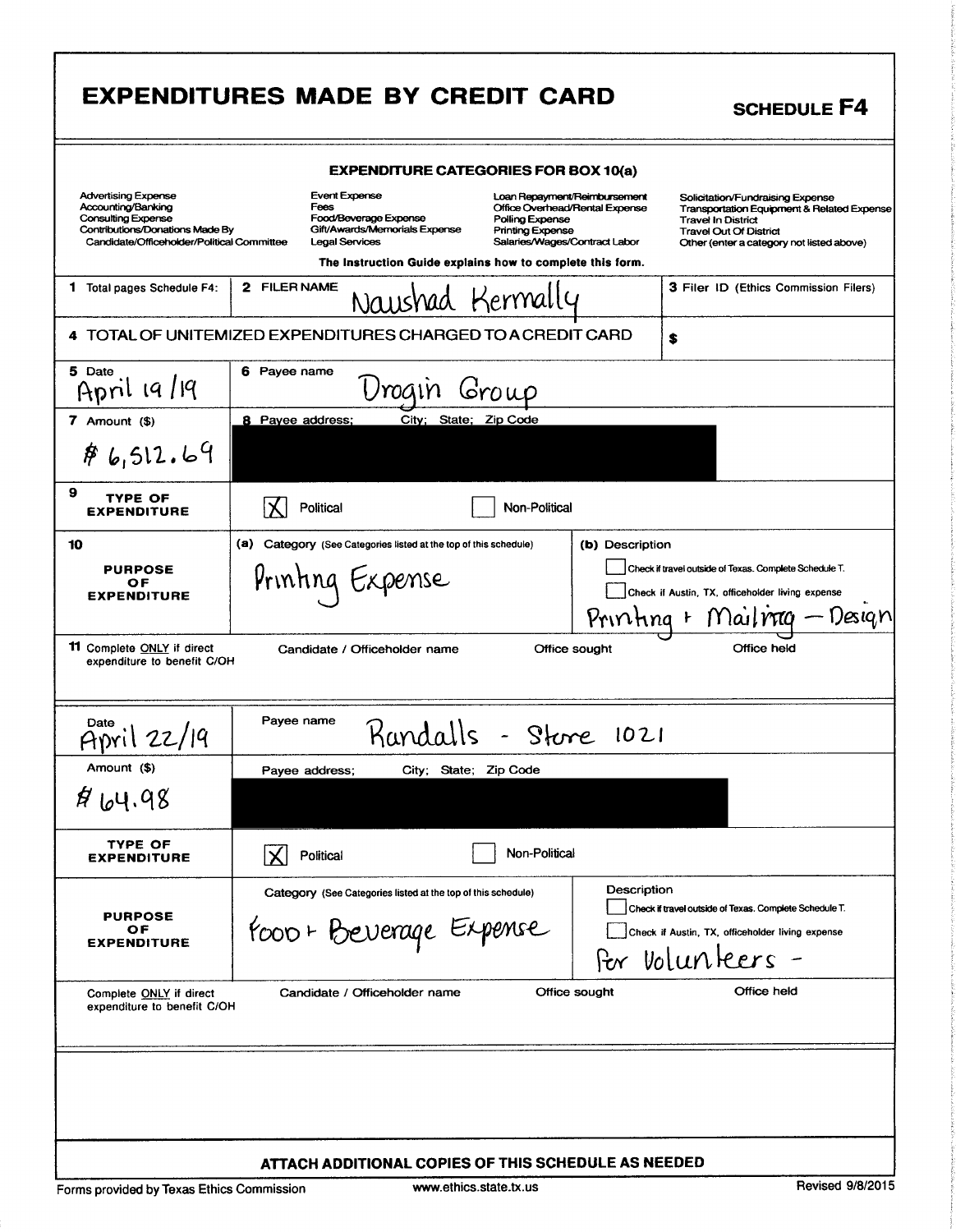# EXPENDITURES MADE BY CREDIT CARD

**SCHEDULE F4**

### EXPENDITURE CATEGORIES FOR BOX 10(a)

| | | | |
|---|---|---|---|
| Advertising Expense | Event Expense | Loan Repayment/Reimbursement | Solicitation/Fundraising Expense |
| Accounting/Banking | Fees | Office Overhead/Rental Expense | Transportation Equipment & Related Expense |
| Consulting Expense | Food/Beverage Expense | Polling Expense | Travel In District |
| Contributions/Donations Made By Candidate/Officeholder/Political Committee | Gift/Awards/Memorials Expense | Printing Expense | Travel Out Of District |
| | Legal Services | Salaries/Wages/Contract Labor | Other (enter a category not listed above) |

The Instruction Guide explains how to complete this form.

| | | |
|---|---|---|
| **1** Total pages Schedule F4: | **2** FILER NAME: Naushad Kermally | **3** Filer ID (Ethics Commission Filers) |
| **4** TOTAL OF UNITEMIZED EXPENDITURES CHARGED TO A CREDIT CARD | | $ |

| | |
|---|---|
| **5** Date: April 19/19 | **6** Payee name: Drogin Group |
| **7** Amount ($): $6,512.69 | **8** Payee address; City; State; Zip Code: [REDACTED] |
| **9** TYPE OF EXPENDITURE | [X] Political [ ] Non-Political |
| **10** PURPOSE OF EXPENDITURE | **(a)** Category (See Categories listed at the top of this schedule): Printing Expense<br>**(b)** Description: [ ] Check if travel outside of Texas. Complete Schedule T. [ ] Check if Austin, TX, officeholder living expense<br>Printing + Mailing – Design |
| **11** Complete ONLY if direct expenditure to benefit C/OH | Candidate / Officeholder name / Office sought / Office held |

| | |
|---|---|
| Date: April 22/19 | Payee name: Randalls - Store 1021 |
| Amount ($): $64.98 | Payee address; City; State; Zip Code: [REDACTED] |
| TYPE OF EXPENDITURE | [X] Political [ ] Non-Political |
| PURPOSE OF EXPENDITURE | Category (See Categories listed at the top of this schedule): Food + Beverage Expense<br>Description: [ ] Check if travel outside of Texas. Complete Schedule T. [ ] Check if Austin, TX, officeholder living expense<br>For Volunteers - |
| Complete ONLY if direct expenditure to benefit C/OH | Candidate / Officeholder name / Office sought / Office held |

**ATTACH ADDITIONAL COPIES OF THIS SCHEDULE AS NEEDED**

Forms provided by Texas Ethics Commission    www.ethics.state.tx.us    Revised 9/8/2015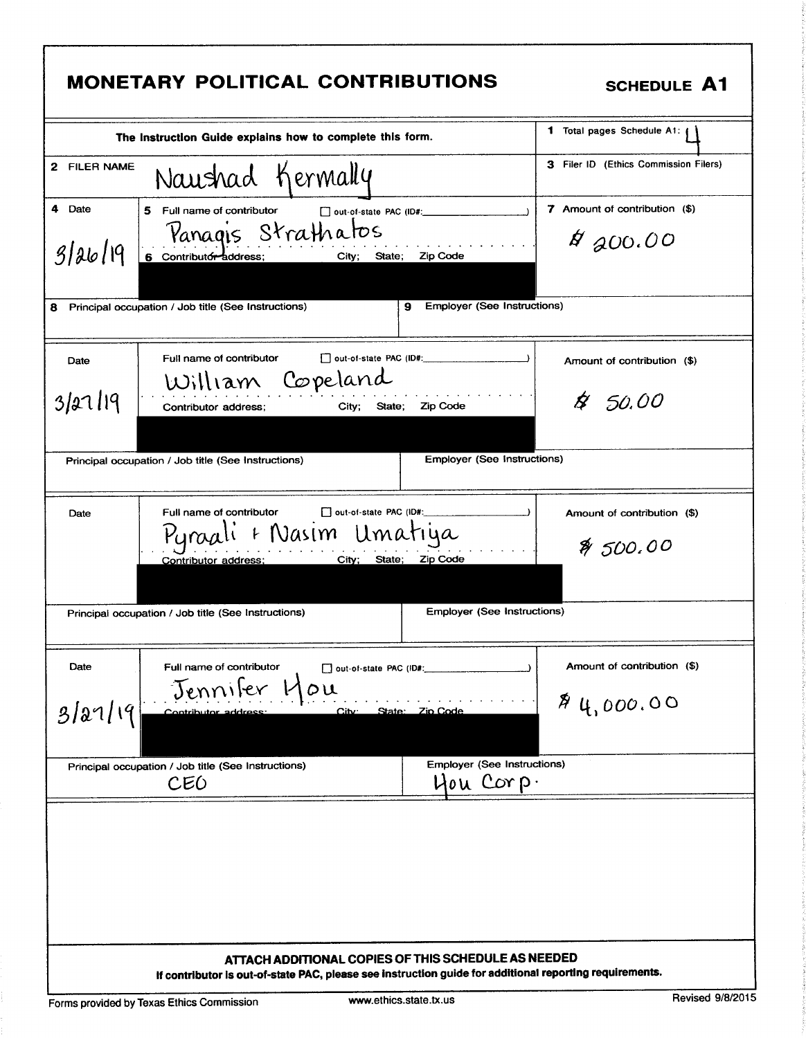# MONETARY POLITICAL CONTRIBUTIONS

**SCHEDULE A1**

The Instruction Guide explains how to complete this form.

**1** Total pages Schedule A1: 4

**2** FILER NAME: Naushad Kermally

**3** Filer ID (Ethics Commission Filers):

| 4 Date | 5 Full name of contributor / 6 Contributor address; City; State; Zip Code | 7 Amount of contribution ($) |
|---|---|---|
| 3/26/19 | Panagis Strathatos<br>☐ out-of-state PAC (ID#: ) | $ 200.00 |

**8** Principal occupation / Job title (See Instructions):

**9** Employer (See Instructions):

| Date | Full name of contributor / Contributor address; City; State; Zip Code | Amount of contribution ($) |
|---|---|---|
| 3/27/19 | William Copeland<br>☐ out-of-state PAC (ID#: ) | $ 50.00 |

Principal occupation / Job title (See Instructions):

Employer (See Instructions):

| Date | Full name of contributor / Contributor address; City; State; Zip Code | Amount of contribution ($) |
|---|---|---|
| | Pyraali + Nasim Umatiya<br>☐ out-of-state PAC (ID#: ) | $ 500.00 |

Principal occupation / Job title (See Instructions):

Employer (See Instructions):

| Date | Full name of contributor / Contributor address; City; State; Zip Code | Amount of contribution ($) |
|---|---|---|
| 3/27/19 | Jennifer Hou<br>☐ out-of-state PAC (ID#: ) | $ 4,000.00 |

Principal occupation / Job title (See Instructions): CEO

Employer (See Instructions): Hou Corp.

**ATTACH ADDITIONAL COPIES OF THIS SCHEDULE AS NEEDED**

**If contributor is out-of-state PAC, please see instruction guide for additional reporting requirements.**

Forms provided by Texas Ethics Commission www.ethics.state.tx.us Revised 9/8/2015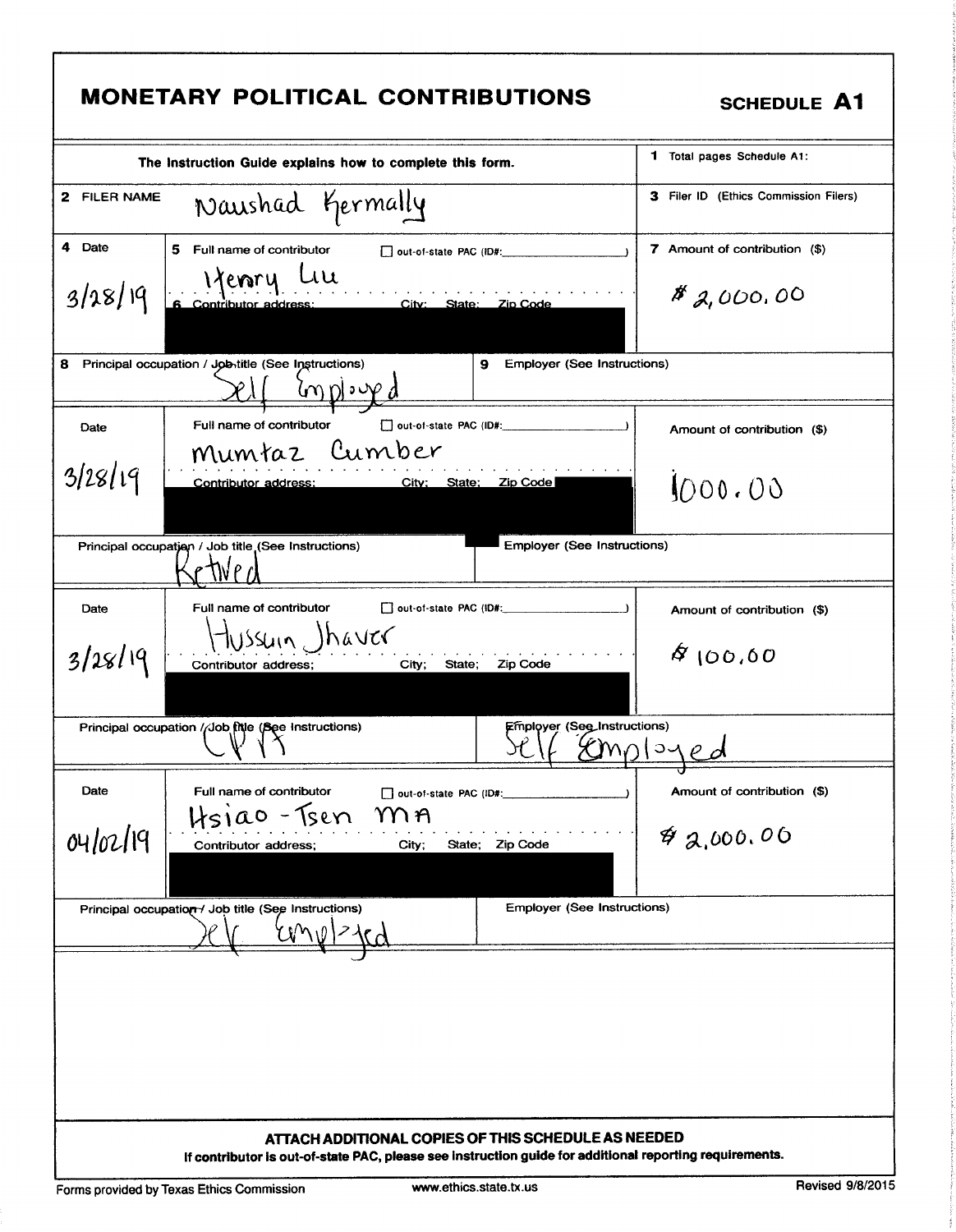# MONETARY POLITICAL CONTRIBUTIONS

**SCHEDULE A1**

The Instruction Guide explains how to complete this form.

**1** Total pages Schedule A1:

**2** FILER NAME: Naushad Kermally

**3** Filer ID (Ethics Commission Filers):

| 4 Date | 5 Full name of contributor / 6 Contributor address; City; State; Zip Code | 7 Amount of contribution ($) |
|---|---|---|
| 3/28/19 | Henry Liu | $2,000.00 |
| 8 Principal occupation / Job title (See Instructions): Self Employed | 9 Employer (See Instructions): | |
| 3/28/19 | Mumtaz Cumber | 1000.00 |
| Principal occupation / Job title (See Instructions): Retired | Employer (See Instructions): | |
| 3/28/19 | Hussain Jhaver | $100.00 |
| Principal occupation / Job title (See Instructions): CPA | Employer (See Instructions): Self Employed | |
| 04/02/19 | Hsiao-Tsen MA | $2,000.00 |
| Principal occupation / Job title (See Instructions): Self Employed | Employer (See Instructions): | |

☐ out-of-state PAC (ID#: )

**ATTACH ADDITIONAL COPIES OF THIS SCHEDULE AS NEEDED**

**If contributor is out-of-state PAC, please see instruction guide for additional reporting requirements.**

Forms provided by Texas Ethics Commission www.ethics.state.tx.us Revised 9/8/2015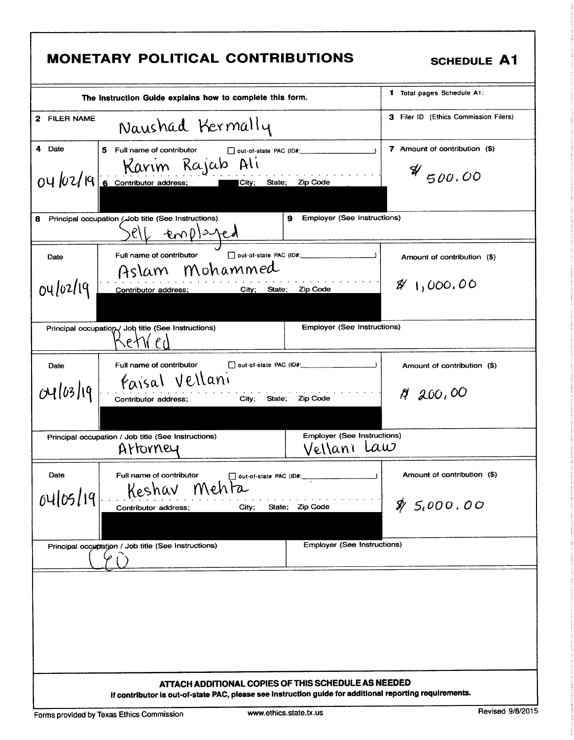# MONETARY POLITICAL CONTRIBUTIONS

**SCHEDULE A1**

| The Instruction Guide explains how to complete this form. | | 1 Total pages Schedule A1: |
|---|---|---|
| 2 FILER NAME | Naushad Kermally | 3 Filer ID (Ethics Commission Filers) |

| 4 Date | 5 Full name of contributor ☐ out-of-state PAC (ID#: ) / 6 Contributor address; City; State; Zip Code | 7 Amount of contribution ($) |
|---|---|---|
| 04/02/19 | Karim Rajab Ali | $ 500.00 |
| 8 Principal occupation / Job title (See Instructions): Self employed | 9 Employer (See Instructions): | |

| Date | Full name of contributor ☐ out-of-state PAC (ID#: ) / Contributor address; City; State; Zip Code | Amount of contribution ($) |
|---|---|---|
| 04/02/19 | Aslam Mohammed | $ 1,000.00 |
| Principal occupation / Job title (See Instructions): Retired | Employer (See Instructions): | |

| Date | Full name of contributor ☐ out-of-state PAC (ID#: ) / Contributor address; City; State; Zip Code | Amount of contribution ($) |
|---|---|---|
| 04/03/19 | Faisal Vellani | $ 200.00 |
| Principal occupation / Job title (See Instructions): Attorney | Employer (See Instructions): Vellani Law | |

| Date | Full name of contributor ☐ out-of-state PAC (ID#: ) / Contributor address; City; State; Zip Code | Amount of contribution ($) |
|---|---|---|
| 04/05/19 | Keshav Mehta | $ 5,000.00 |
| Principal occupation / Job title (See Instructions): CEO | Employer (See Instructions): | |

**ATTACH ADDITIONAL COPIES OF THIS SCHEDULE AS NEEDED**

**If contributor is out-of-state PAC, please see instruction guide for additional reporting requirements.**

Forms provided by Texas Ethics Commission www.ethics.state.tx.us Revised 9/8/2015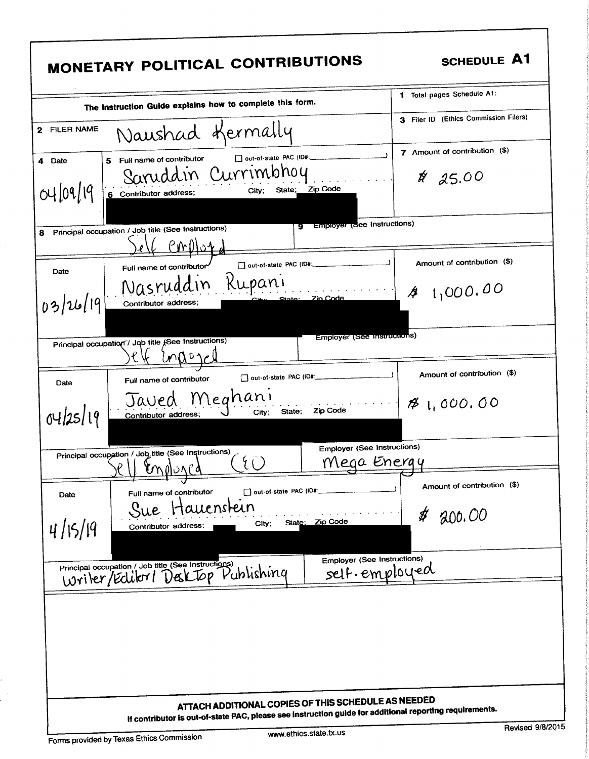# MONETARY POLITICAL CONTRIBUTIONS

**SCHEDULE A1**

**The Instruction Guide explains how to complete this form.**

1 Total pages Schedule A1:

2 FILER NAME: Naushad Kermally

3 Filer ID (Ethics Commission Filers)

| 4 Date | 5 Full name of contributor / 6 Contributor address; City; State; Zip Code | 7 Amount of contribution ($) |
|---|---|---|
| 04/09/19 | Saruddin Currimbhoy ☐ out-of-state PAC (ID#: ) | $ 25.00 |
| | 8 Principal occupation / Job title (See Instructions): Self employed | 9 Employer (See Instructions): |
| 03/26/19 | Nasruddin Rupani ☐ out-of-state PAC (ID#: ) | $ 1,000.00 |
| | Principal occupation / Job title (See Instructions): Self Employed | Employer (See Instructions): |
| 04/25/19 | Javed Meghani ☐ out-of-state PAC (ID#: ) | $ 1,000.00 |
| | Principal occupation / Job title (See Instructions): Self Employed CEO | Employer (See Instructions): Mega Energy |
| 4/15/19 | Sue Hauenstein ☐ out-of-state PAC (ID#: ) | $ 200.00 |
| | Principal occupation / Job title (See Instructions): Writer/Editor/ DeskTop Publishing | Employer (See Instructions): self-employed |

**ATTACH ADDITIONAL COPIES OF THIS SCHEDULE AS NEEDED**

**If contributor is out-of-state PAC, please see instruction guide for additional reporting requirements.**

Forms provided by Texas Ethics Commission | www.ethics.state.tx.us | Revised 9/8/2015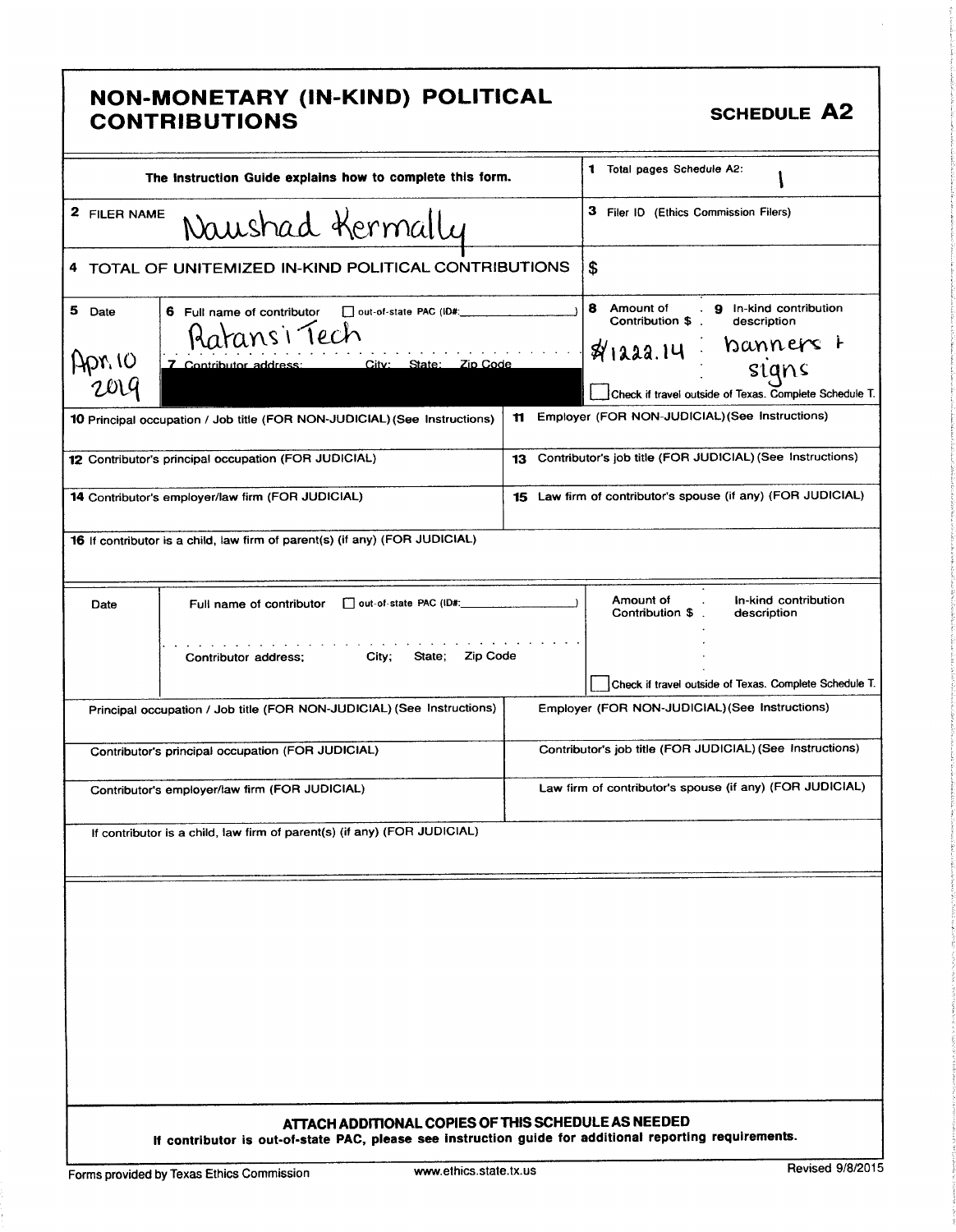# NON-MONETARY (IN-KIND) POLITICAL CONTRIBUTIONS

**SCHEDULE A2**

| | |
|---|---|
| **The Instruction Guide explains how to complete this form.** | 1 Total pages Schedule A2: 1 |
| 2 FILER NAME Naushad Kermally | 3 Filer ID (Ethics Commission Filers) |
| 4 TOTAL OF UNITEMIZED IN-KIND POLITICAL CONTRIBUTIONS | $ |

| | | |
|---|---|---|
| 5 Date: Apr. 10 2019 | 6 Full name of contributor ☐ out-of-state PAC (ID#: ) Ratansi Tech<br>7 Contributor address; City; State; Zip Code | 8 Amount of Contribution $: $1222.14<br>9 In-kind contribution description: banners + signs<br>☐ Check if travel outside of Texas. Complete Schedule T. |
| 10 Principal occupation / Job title (FOR NON-JUDICIAL) (See Instructions) | | 11 Employer (FOR NON-JUDICIAL) (See Instructions) |
| 12 Contributor's principal occupation (FOR JUDICIAL) | | 13 Contributor's job title (FOR JUDICIAL) (See Instructions) |
| 14 Contributor's employer/law firm (FOR JUDICIAL) | | 15 Law firm of contributor's spouse (if any) (FOR JUDICIAL) |
| 16 If contributor is a child, law firm of parent(s) (if any) (FOR JUDICIAL) | | |

| | | |
|---|---|---|
| Date | Full name of contributor ☐ out-of-state PAC (ID#: )<br>Contributor address; City; State; Zip Code | Amount of Contribution $<br>In-kind contribution description<br>☐ Check if travel outside of Texas. Complete Schedule T. |
| Principal occupation / Job title (FOR NON-JUDICIAL) (See Instructions) | | Employer (FOR NON-JUDICIAL) (See Instructions) |
| Contributor's principal occupation (FOR JUDICIAL) | | Contributor's job title (FOR JUDICIAL) (See Instructions) |
| Contributor's employer/law firm (FOR JUDICIAL) | | Law firm of contributor's spouse (if any) (FOR JUDICIAL) |
| If contributor is a child, law firm of parent(s) (if any) (FOR JUDICIAL) | | |

**ATTACH ADDITIONAL COPIES OF THIS SCHEDULE AS NEEDED**

**If contributor is out-of-state PAC, please see instruction guide for additional reporting requirements.**

Forms provided by Texas Ethics Commission www.ethics.state.tx.us Revised 9/8/2015